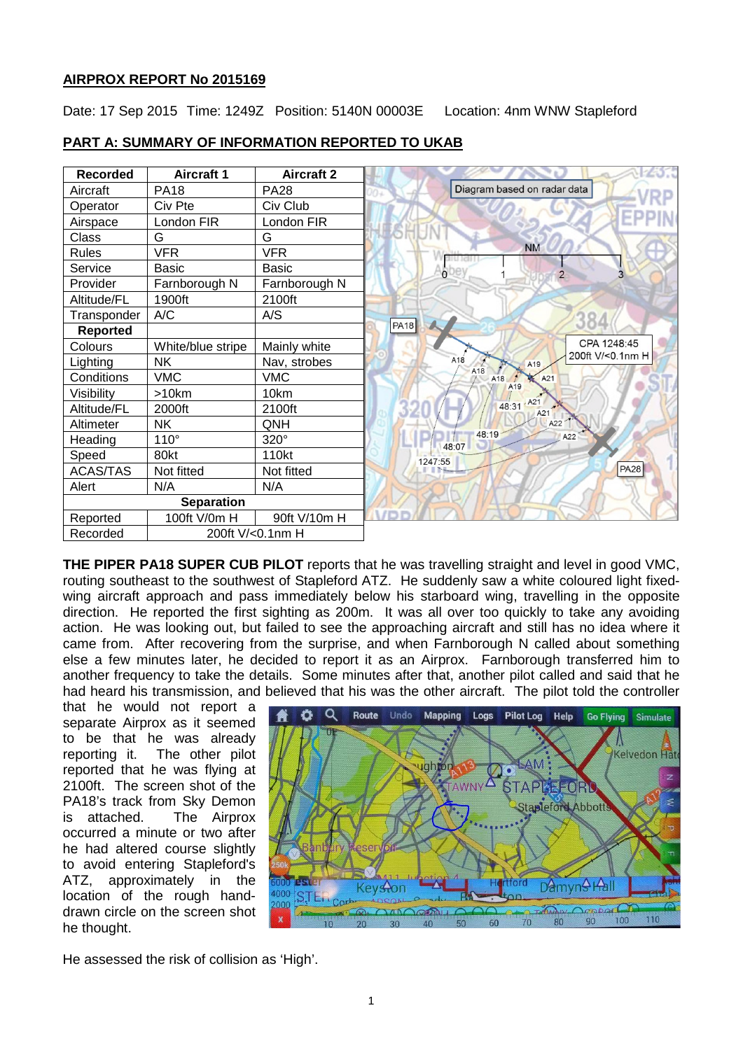**AIRPROX REPORT No 2015169**

Date: 17 Sep 2015 Time: 1249Z Position: 5140N 00003E Location: 4nm WNW Stapleford

**PART A: SUMMARY OF INFORMATION REPORTED TO UKAB**

| Recorded | Aircraft 1 | Aircraft 2 |
|---|---|---|
| Aircraft | PA18 | PA28 |
| Operator | Civ Pte | Civ Club |
| Airspace | London FIR | London FIR |
| Class | G | G |
| Rules | VFR | VFR |
| Service | Basic | Basic |
| Provider | Farnborough N | Farnborough N |
| Altitude/FL | 1900ft | 2100ft |
| Transponder | A/C | A/S |
| **Reported** | | |
| Colours | White/blue stripe | Mainly white |
| Lighting | NK | Nav, strobes |
| Conditions | VMC | VMC |
| Visibility | >10km | 10km |
| Altitude/FL | 2000ft | 2100ft |
| Altimeter | NK | QNH |
| Heading | 110° | 320° |
| Speed | 80kt | 110kt |
| ACAS/TAS | Not fitted | Not fitted |
| Alert | N/A | N/A |
| **Separation** | | |
| Reported | 100ft V/0m H | 90ft V/10m H |
| Recorded | 200ft V/<0.1nm H | |

**THE PIPER PA18 SUPER CUB PILOT** reports that he was travelling straight and level in good VMC, routing southeast to the southwest of Stapleford ATZ. He suddenly saw a white coloured light fixed-wing aircraft approach and pass immediately below his starboard wing, travelling in the opposite direction. He reported the first sighting as 200m. It was all over too quickly to take any avoiding action. He was looking out, but failed to see the approaching aircraft and still has no idea where it came from. After recovering from the surprise, and when Farnborough N called about something else a few minutes later, he decided to report it as an Airprox. Farnborough transferred him to another frequency to take the details. Some minutes after that, another pilot called and said that he had heard his transmission, and believed that his was the other aircraft. The pilot told the controller that he would not report a separate Airprox as it seemed to be that he was already reporting it. The other pilot reported that he was flying at 2100ft. The screen shot of the PA18's track from Sky Demon is attached. The Airprox occurred a minute or two after he had altered course slightly to avoid entering Stapleford's ATZ, approximately in the location of the rough hand-drawn circle on the screen shot he thought.

He assessed the risk of collision as 'High'.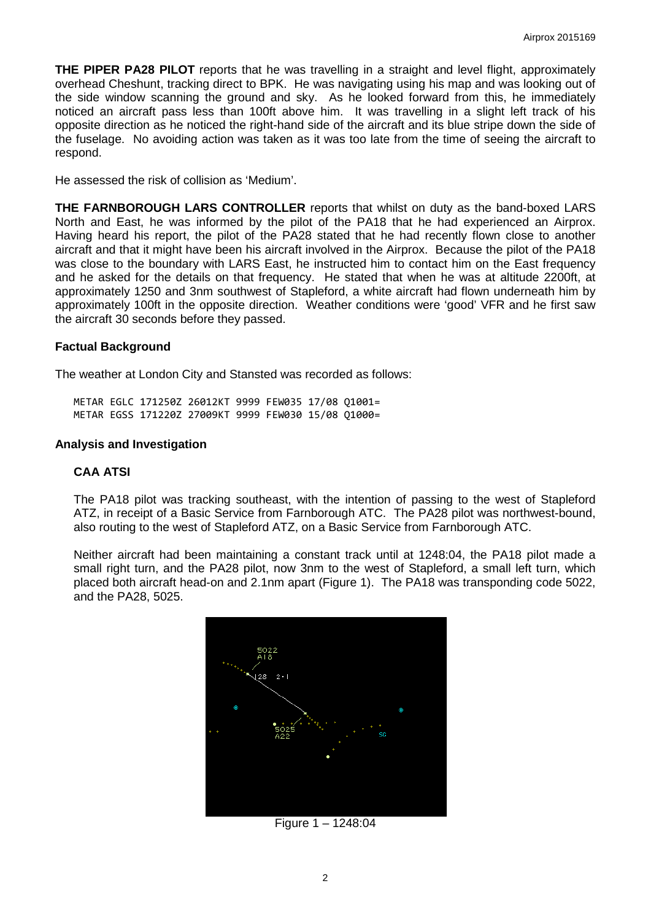**THE PIPER PA28 PILOT** reports that he was travelling in a straight and level flight, approximately overhead Cheshunt, tracking direct to BPK. He was navigating using his map and was looking out of the side window scanning the ground and sky. As he looked forward from this, he immediately noticed an aircraft pass less than 100ft above him. It was travelling in a slight left track of his opposite direction as he noticed the right-hand side of the aircraft and its blue stripe down the side of the fuselage. No avoiding action was taken as it was too late from the time of seeing the aircraft to respond.

He assessed the risk of collision as 'Medium'.

**THE FARNBOROUGH LARS CONTROLLER** reports that whilst on duty as the band-boxed LARS North and East, he was informed by the pilot of the PA18 that he had experienced an Airprox. Having heard his report, the pilot of the PA28 stated that he had recently flown close to another aircraft and that it might have been his aircraft involved in the Airprox. Because the pilot of the PA18 was close to the boundary with LARS East, he instructed him to contact him on the East frequency and he asked for the details on that frequency. He stated that when he was at altitude 2200ft, at approximately 1250 and 3nm southwest of Stapleford, a white aircraft had flown underneath him by approximately 100ft in the opposite direction. Weather conditions were 'good' VFR and he first saw the aircraft 30 seconds before they passed.

## Factual Background

The weather at London City and Stansted was recorded as follows:

```
METAR EGLC 171250Z 26012KT 9999 FEW035 17/08 Q1001=
METAR EGSS 171220Z 27009KT 9999 FEW030 15/08 Q1000=
```

## Analysis and Investigation

### CAA ATSI

The PA18 pilot was tracking southeast, with the intention of passing to the west of Stapleford ATZ, in receipt of a Basic Service from Farnborough ATC. The PA28 pilot was northwest-bound, also routing to the west of Stapleford ATZ, on a Basic Service from Farnborough ATC.

Neither aircraft had been maintaining a constant track until at 1248:04, the PA18 pilot made a small right turn, and the PA28 pilot, now 3nm to the west of Stapleford, a small left turn, which placed both aircraft head-on and 2.1nm apart (Figure 1). The PA18 was transponding code 5022, and the PA28, 5025.

Figure 1 – 1248:04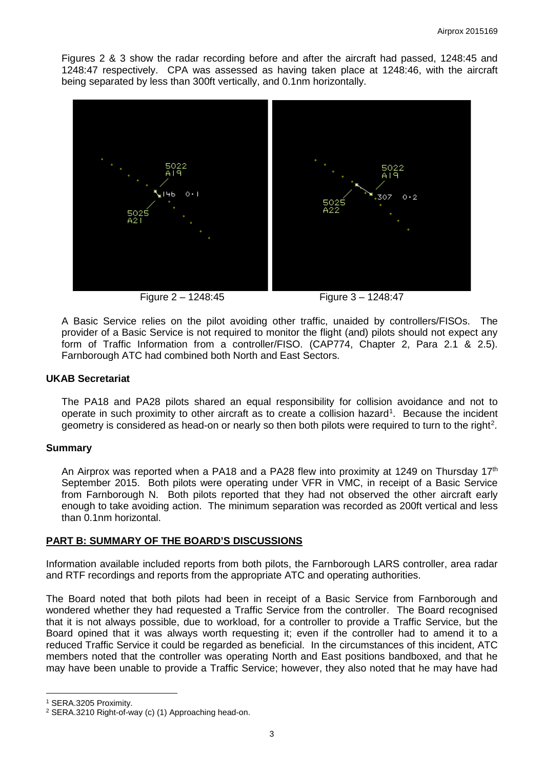Figures 2 & 3 show the radar recording before and after the aircraft had passed, 1248:45 and 1248:47 respectively. CPA was assessed as having taken place at 1248:46, with the aircraft being separated by less than 300ft vertically, and 0.1nm horizontally.

Figure 2 – 1248:45

Figure 3 – 1248:47

A Basic Service relies on the pilot avoiding other traffic, unaided by controllers/FISOs. The provider of a Basic Service is not required to monitor the flight (and) pilots should not expect any form of Traffic Information from a controller/FISO. (CAP774, Chapter 2, Para 2.1 & 2.5). Farnborough ATC had combined both North and East Sectors.

### UKAB Secretariat

The PA18 and PA28 pilots shared an equal responsibility for collision avoidance and not to operate in such proximity to other aircraft as to create a collision hazard[1]. Because the incident geometry is considered as head-on or nearly so then both pilots were required to turn to the right[2].

### Summary

An Airprox was reported when a PA18 and a PA28 flew into proximity at 1249 on Thursday 17th September 2015. Both pilots were operating under VFR in VMC, in receipt of a Basic Service from Farnborough N. Both pilots reported that they had not observed the other aircraft early enough to take avoiding action. The minimum separation was recorded as 200ft vertical and less than 0.1nm horizontal.

## PART B: SUMMARY OF THE BOARD'S DISCUSSIONS

Information available included reports from both pilots, the Farnborough LARS controller, area radar and RTF recordings and reports from the appropriate ATC and operating authorities.

The Board noted that both pilots had been in receipt of a Basic Service from Farnborough and wondered whether they had requested a Traffic Service from the controller. The Board recognised that it is not always possible, due to workload, for a controller to provide a Traffic Service, but the Board opined that it was always worth requesting it; even if the controller had to amend it to a reduced Traffic Service it could be regarded as beneficial. In the circumstances of this incident, ATC members noted that the controller was operating North and East positions bandboxed, and that he may have been unable to provide a Traffic Service; however, they also noted that he may have had

---

[1] SERA.3205 Proximity.

[2] SERA.3210 Right-of-way (c) (1) Approaching head-on.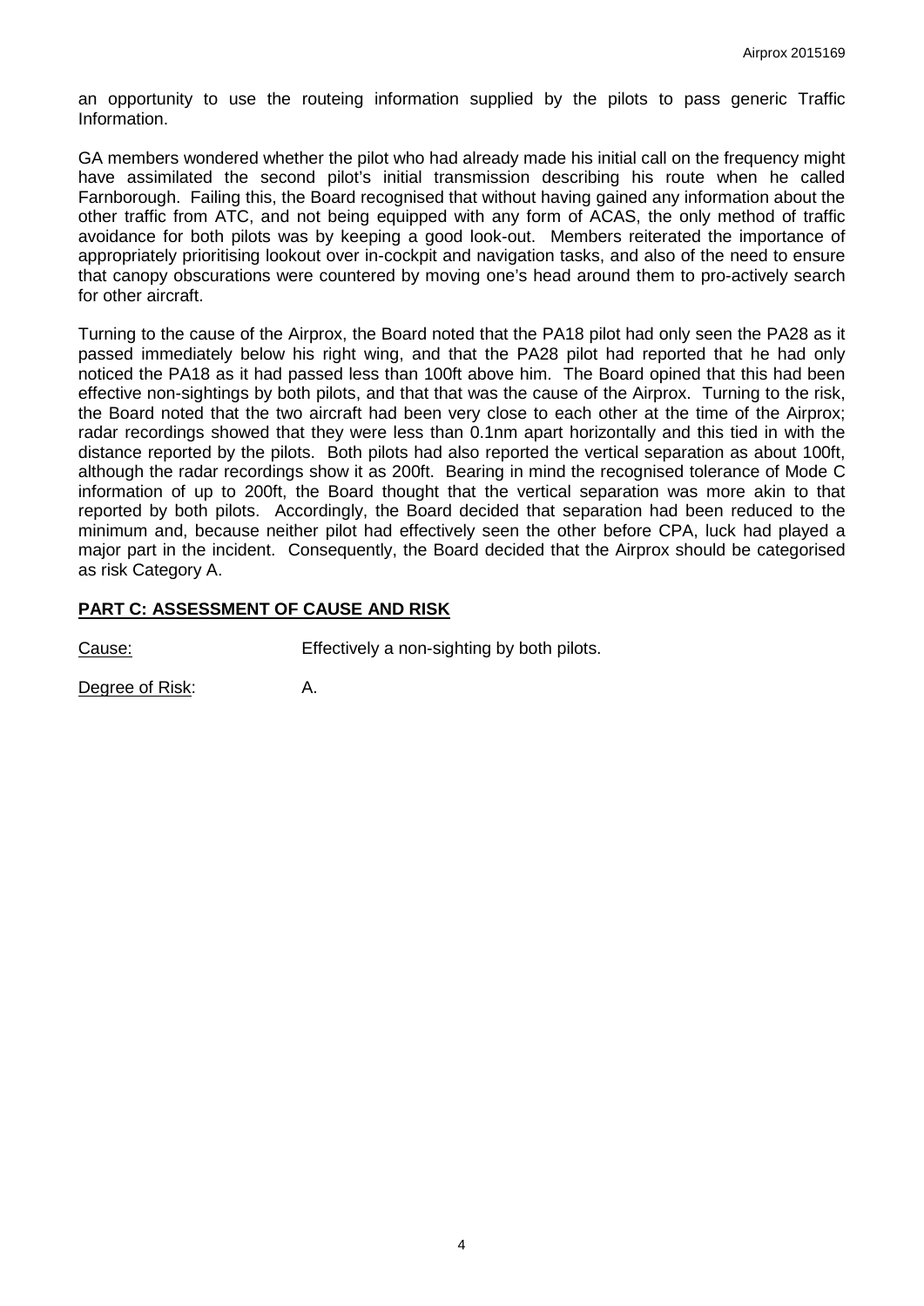an opportunity to use the routeing information supplied by the pilots to pass generic Traffic Information.

GA members wondered whether the pilot who had already made his initial call on the frequency might have assimilated the second pilot's initial transmission describing his route when he called Farnborough. Failing this, the Board recognised that without having gained any information about the other traffic from ATC, and not being equipped with any form of ACAS, the only method of traffic avoidance for both pilots was by keeping a good look-out. Members reiterated the importance of appropriately prioritising lookout over in-cockpit and navigation tasks, and also of the need to ensure that canopy obscurations were countered by moving one's head around them to pro-actively search for other aircraft.

Turning to the cause of the Airprox, the Board noted that the PA18 pilot had only seen the PA28 as it passed immediately below his right wing, and that the PA28 pilot had reported that he had only noticed the PA18 as it had passed less than 100ft above him. The Board opined that this had been effective non-sightings by both pilots, and that that was the cause of the Airprox. Turning to the risk, the Board noted that the two aircraft had been very close to each other at the time of the Airprox; radar recordings showed that they were less than 0.1nm apart horizontally and this tied in with the distance reported by the pilots. Both pilots had also reported the vertical separation as about 100ft, although the radar recordings show it as 200ft. Bearing in mind the recognised tolerance of Mode C information of up to 200ft, the Board thought that the vertical separation was more akin to that reported by both pilots. Accordingly, the Board decided that separation had been reduced to the minimum and, because neither pilot had effectively seen the other before CPA, luck had played a major part in the incident. Consequently, the Board decided that the Airprox should be categorised as risk Category A.

## PART C: ASSESSMENT OF CAUSE AND RISK

Cause: Effectively a non-sighting by both pilots.

Degree of Risk: A.